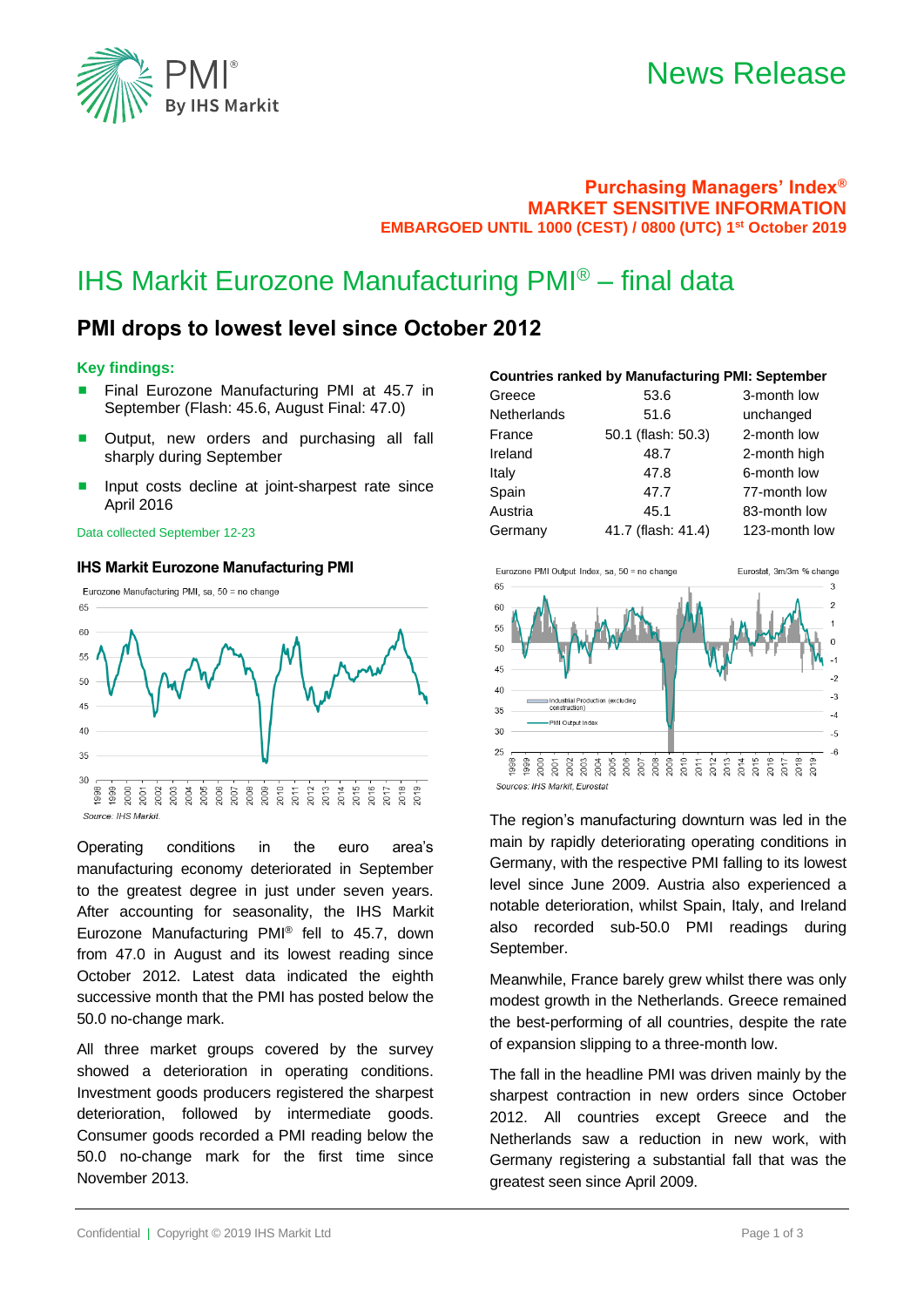# News Release

**Purchasing Managers' Index®**
**MARKET SENSITIVE INFORMATION**
**EMBARGOED UNTIL 1000 (CEST) / 0800 (UTC) 1st October 2019**

# IHS Markit Eurozone Manufacturing PMI® – final data

## PMI drops to lowest level since October 2012

### Key findings:

- Final Eurozone Manufacturing PMI at 45.7 in September (Flash: 45.6, August Final: 47.0)
- Output, new orders and purchasing all fall sharply during September
- Input costs decline at joint-sharpest rate since April 2016

Data collected September 12-23

**IHS Markit Eurozone Manufacturing PMI**

Eurozone Manufacturing PMI, sa, 50 = no change

Source: IHS Markit.

Operating conditions in the euro area's manufacturing economy deteriorated in September to the greatest degree in just under seven years. After accounting for seasonality, the IHS Markit Eurozone Manufacturing PMI® fell to 45.7, down from 47.0 in August and its lowest reading since October 2012. Latest data indicated the eighth successive month that the PMI has posted below the 50.0 no-change mark.

All three market groups covered by the survey showed a deterioration in operating conditions. Investment goods producers registered the sharpest deterioration, followed by intermediate goods. Consumer goods recorded a PMI reading below the 50.0 no-change mark for the first time since November 2013.

**Countries ranked by Manufacturing PMI: September**

| Country | PMI | |
|---|---|---|
| Greece | 53.6 | 3-month low |
| Netherlands | 51.6 | unchanged |
| France | 50.1 (flash: 50.3) | 2-month low |
| Ireland | 48.7 | 2-month high |
| Italy | 47.8 | 6-month low |
| Spain | 47.7 | 77-month low |
| Austria | 45.1 | 83-month low |
| Germany | 41.7 (flash: 41.4) | 123-month low |

Eurozone PMI Output Index, sa, 50 = no change — Eurostat, 3m/3m % change

Industrial Production (excluding construction) — PMI Output Index

Sources: IHS Markit, Eurostat

The region's manufacturing downturn was led in the main by rapidly deteriorating operating conditions in Germany, with the respective PMI falling to its lowest level since June 2009. Austria also experienced a notable deterioration, whilst Spain, Italy, and Ireland also recorded sub-50.0 PMI readings during September.

Meanwhile, France barely grew whilst there was only modest growth in the Netherlands. Greece remained the best-performing of all countries, despite the rate of expansion slipping to a three-month low.

The fall in the headline PMI was driven mainly by the sharpest contraction in new orders since October 2012. All countries except Greece and the Netherlands saw a reduction in new work, with Germany registering a substantial fall that was the greatest seen since April 2009.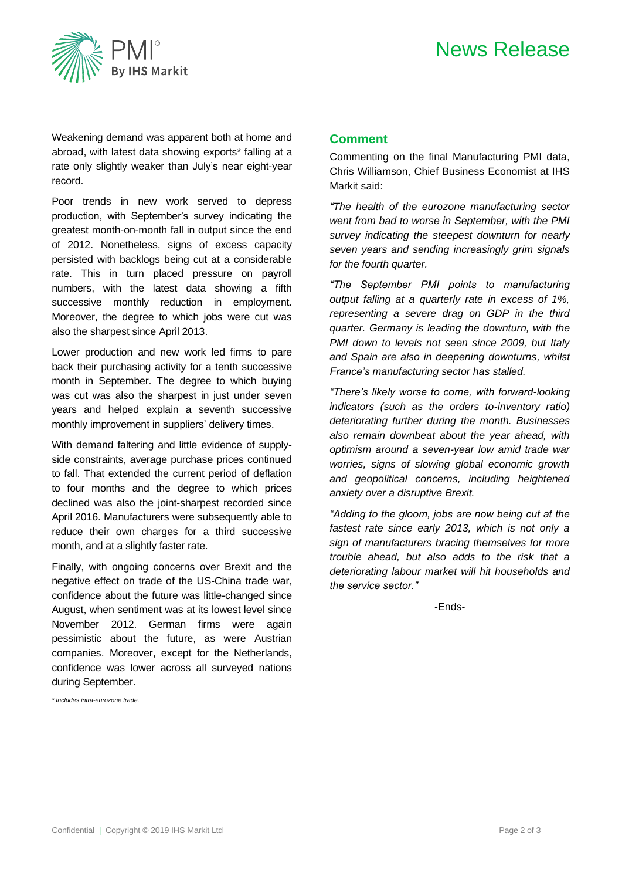Weakening demand was apparent both at home and abroad, with latest data showing exports* falling at a rate only slightly weaker than July's near eight-year record.

Poor trends in new work served to depress production, with September's survey indicating the greatest month-on-month fall in output since the end of 2012. Nonetheless, signs of excess capacity persisted with backlogs being cut at a considerable rate. This in turn placed pressure on payroll numbers, with the latest data showing a fifth successive monthly reduction in employment. Moreover, the degree to which jobs were cut was also the sharpest since April 2013.

Lower production and new work led firms to pare back their purchasing activity for a tenth successive month in September. The degree to which buying was cut was also the sharpest in just under seven years and helped explain a seventh successive monthly improvement in suppliers' delivery times.

With demand faltering and little evidence of supply-side constraints, average purchase prices continued to fall. That extended the current period of deflation to four months and the degree to which prices declined was also the joint-sharpest recorded since April 2016. Manufacturers were subsequently able to reduce their own charges for a third successive month, and at a slightly faster rate.

Finally, with ongoing concerns over Brexit and the negative effect on trade of the US-China trade war, confidence about the future was little-changed since August, when sentiment was at its lowest level since November 2012. German firms were again pessimistic about the future, as were Austrian companies. Moreover, except for the Netherlands, confidence was lower across all surveyed nations during September.

*\* Includes intra-eurozone trade.*

## Comment

Commenting on the final Manufacturing PMI data, Chris Williamson, Chief Business Economist at IHS Markit said:

*"The health of the eurozone manufacturing sector went from bad to worse in September, with the PMI survey indicating the steepest downturn for nearly seven years and sending increasingly grim signals for the fourth quarter.*

*"The September PMI points to manufacturing output falling at a quarterly rate in excess of 1%, representing a severe drag on GDP in the third quarter. Germany is leading the downturn, with the PMI down to levels not seen since 2009, but Italy and Spain are also in deepening downturns, whilst France's manufacturing sector has stalled.*

*"There's likely worse to come, with forward-looking indicators (such as the orders to-inventory ratio) deteriorating further during the month. Businesses also remain downbeat about the year ahead, with optimism around a seven-year low amid trade war worries, signs of slowing global economic growth and geopolitical concerns, including heightened anxiety over a disruptive Brexit.*

*"Adding to the gloom, jobs are now being cut at the fastest rate since early 2013, which is not only a sign of manufacturers bracing themselves for more trouble ahead, but also adds to the risk that a deteriorating labour market will hit households and the service sector."*

-Ends-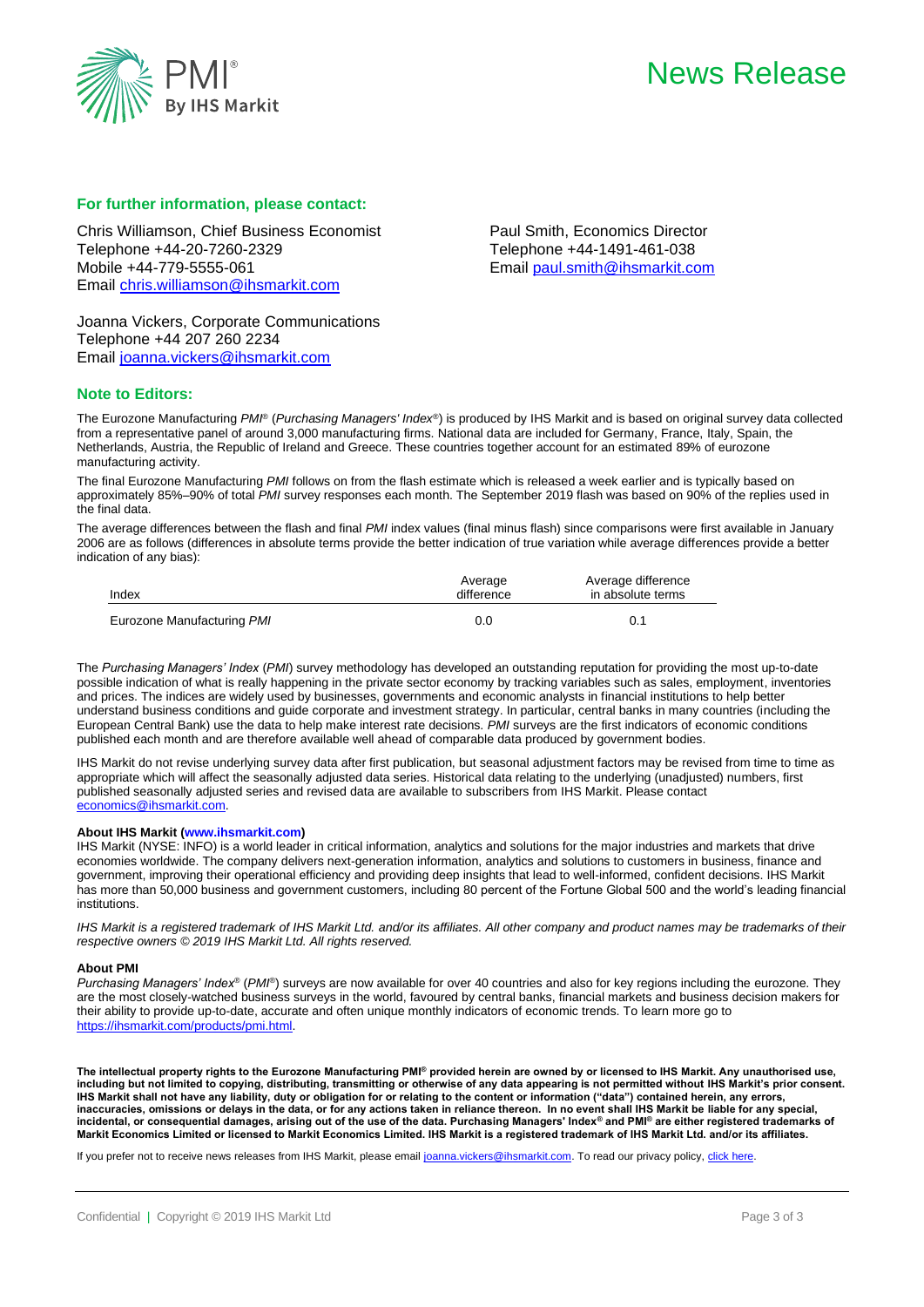News Release

## For further information, please contact:

Chris Williamson, Chief Business Economist
Telephone +44-20-7260-2329
Mobile +44-779-5555-061
Email chris.williamson@ihsmarkit.com

Paul Smith, Economics Director
Telephone +44-1491-461-038
Email paul.smith@ihsmarkit.com

Joanna Vickers, Corporate Communications
Telephone +44 207 260 2234
Email joanna.vickers@ihsmarkit.com

## Note to Editors:

The Eurozone Manufacturing *PMI*® (*Purchasing Managers' Index*®) is produced by IHS Markit and is based on original survey data collected from a representative panel of around 3,000 manufacturing firms. National data are included for Germany, France, Italy, Spain, the Netherlands, Austria, the Republic of Ireland and Greece. These countries together account for an estimated 89% of eurozone manufacturing activity.

The final Eurozone Manufacturing *PMI* follows on from the flash estimate which is released a week earlier and is typically based on approximately 85%–90% of total *PMI* survey responses each month. The September 2019 flash was based on 90% of the replies used in the final data.

The average differences between the flash and final *PMI* index values (final minus flash) since comparisons were first available in January 2006 are as follows (differences in absolute terms provide the better indication of true variation while average differences provide a better indication of any bias):

| Index | Average difference | Average difference in absolute terms |
|---|---|---|
| Eurozone Manufacturing *PMI* | 0.0 | 0.1 |

The *Purchasing Managers' Index* (*PMI*) survey methodology has developed an outstanding reputation for providing the most up-to-date possible indication of what is really happening in the private sector economy by tracking variables such as sales, employment, inventories and prices. The indices are widely used by businesses, governments and economic analysts in financial institutions to help better understand business conditions and guide corporate and investment strategy. In particular, central banks in many countries (including the European Central Bank) use the data to help make interest rate decisions. *PMI* surveys are the first indicators of economic conditions published each month and are therefore available well ahead of comparable data produced by government bodies.

IHS Markit do not revise underlying survey data after first publication, but seasonal adjustment factors may be revised from time to time as appropriate which will affect the seasonally adjusted data series. Historical data relating to the underlying (unadjusted) numbers, first published seasonally adjusted series and revised data are available to subscribers from IHS Markit. Please contact economics@ihsmarkit.com.

**About IHS Markit (www.ihsmarkit.com)**
IHS Markit (NYSE: INFO) is a world leader in critical information, analytics and solutions for the major industries and markets that drive economies worldwide. The company delivers next-generation information, analytics and solutions to customers in business, finance and government, improving their operational efficiency and providing deep insights that lead to well-informed, confident decisions. IHS Markit has more than 50,000 business and government customers, including 80 percent of the Fortune Global 500 and the world's leading financial institutions.

*IHS Markit is a registered trademark of IHS Markit Ltd. and/or its affiliates. All other company and product names may be trademarks of their respective owners © 2019 IHS Markit Ltd. All rights reserved.*

**About PMI**
*Purchasing Managers' Index*® (*PMI*®) surveys are now available for over 40 countries and also for key regions including the eurozone. They are the most closely-watched business surveys in the world, favoured by central banks, financial markets and business decision makers for their ability to provide up-to-date, accurate and often unique monthly indicators of economic trends. To learn more go to https://ihsmarkit.com/products/pmi.html.

**The intellectual property rights to the Eurozone Manufacturing PMI® provided herein are owned by or licensed to IHS Markit. Any unauthorised use, including but not limited to copying, distributing, transmitting or otherwise of any data appearing is not permitted without IHS Markit's prior consent. IHS Markit shall not have any liability, duty or obligation for or relating to the content or information ("data") contained herein, any errors, inaccuracies, omissions or delays in the data, or for any actions taken in reliance thereon. In no event shall IHS Markit be liable for any special, incidental, or consequential damages, arising out of the use of the data. Purchasing Managers' Index® and PMI® are either registered trademarks of Markit Economics Limited or licensed to Markit Economics Limited. IHS Markit is a registered trademark of IHS Markit Ltd. and/or its affiliates.**

If you prefer not to receive news releases from IHS Markit, please email joanna.vickers@ihsmarkit.com. To read our privacy policy, click here.

Confidential | Copyright © 2019 IHS Markit Ltd